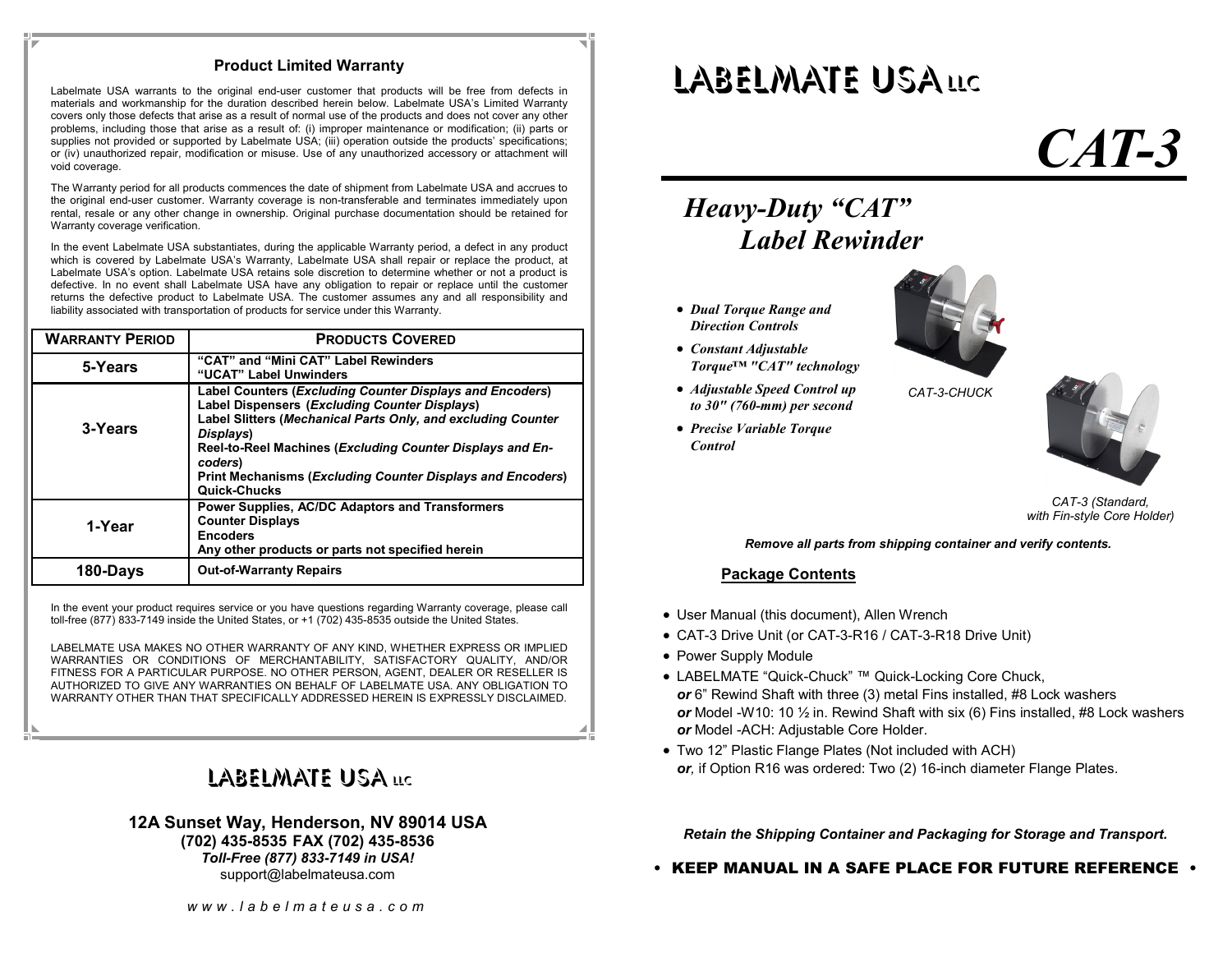## Product Limited Warranty

Labelmate USA warrants to the original end-user customer that products will be free from defects in materials and workmanship for the duration described herein below. Labelmate USA's Limited Warranty covers only those defects that arise as a result of normal use of the products and does not cover any other problems, including those that arise as a result of: (i) improper maintenance or modification; (ii) parts or supplies not provided or supported by Labelmate USA; (iii) operation outside the products' specifications; or (iv) unauthorized repair, modification or misuse. Use of any unauthorized accessory or attachment will void coverage.

The Warranty period for all products commences the date of shipment from Labelmate USA and accrues to the original end-user customer. Warranty coverage is non-transferable and terminates immediately upon rental, resale or any other change in ownership. Original purchase documentation should be retained for Warranty coverage verification.

In the event Labelmate USA substantiates, during the applicable Warranty period, a defect in any product which is covered by Labelmate USA's Warranty, Labelmate USA shall repair or replace the product, at Labelmate USA's option. Labelmate USA retains sole discretion to determine whether or not a product is defective. In no event shall Labelmate USA have any obligation to repair or replace until the customer returns the defective product to Labelmate USA. The customer assumes any and all responsibility and liability associated with transportation of products for service under this Warranty.

| WARRANTY PERIOD | PRODUCTS COVERED |
|---|---|
| 5-Years | **"CAT" and "Mini CAT" Label Rewinders**<br>**"UCAT" Label Unwinders** |
| 3-Years | **Label Counters (*Excluding Counter Displays and Encoders*)**<br>**Label Dispensers (*Excluding Counter Displays*)**<br>**Label Slitters (*Mechanical Parts Only, and excluding Counter Displays*)**<br>**Reel-to-Reel Machines (*Excluding Counter Displays and Encoders*)**<br>**Print Mechanisms (*Excluding Counter Displays and Encoders*)**<br>**Quick-Chucks** |
| 1-Year | **Power Supplies, AC/DC Adaptors and Transformers**<br>**Counter Displays**<br>**Encoders**<br>**Any other products or parts not specified herein** |
| 180-Days | **Out-of-Warranty Repairs** |

In the event your product requires service or you have questions regarding Warranty coverage, please call toll-free (877) 833-7149 inside the United States, or +1 (702) 435-8535 outside the United States.

LABELMATE USA MAKES NO OTHER WARRANTY OF ANY KIND, WHETHER EXPRESS OR IMPLIED WARRANTIES OR CONDITIONS OF MERCHANTABILITY, SATISFACTORY QUALITY, AND/OR FITNESS FOR A PARTICULAR PURPOSE. NO OTHER PERSON, AGENT, DEALER OR RESELLER IS AUTHORIZED TO GIVE ANY WARRANTIES ON BEHALF OF LABELMATE USA. ANY OBLIGATION TO WARRANTY OTHER THAN THAT SPECIFICALLY ADDRESSED HEREIN IS EXPRESSLY DISCLAIMED.

**LABELMATE USA LLC**

**12A Sunset Way, Henderson, NV 89014 USA**
**(702) 435-8535 FAX (702) 435-8536**
***Toll-Free (877) 833-7149 in USA!***
support@labelmateusa.com

*w w w . l a b e l m a t e u s a . c o m*

# LABELMATE USA LLC

# *CAT-3*

## *Heavy-Duty "CAT" Label Rewinder*

- ***Dual Torque Range and Direction Controls***
- ***Constant Adjustable Torque™ "CAT" technology***
- ***Adjustable Speed Control up to 30" (760-mm) per second***
- ***Precise Variable Torque Control***

*CAT-3-CHUCK*

*CAT-3 (Standard, with Fin-style Core Holder)*

***Remove all parts from shipping container and verify contents.***

### Package Contents

- User Manual (this document), Allen Wrench
- CAT-3 Drive Unit (or CAT-3-R16 / CAT-3-R18 Drive Unit)
- Power Supply Module
- LABELMATE "Quick-Chuck" ™ Quick-Locking Core Chuck,
  ***or*** 6" Rewind Shaft with three (3) metal Fins installed, #8 Lock washers
  ***or*** Model -W10: 10 ½ in. Rewind Shaft with six (6) Fins installed, #8 Lock washers
  ***or*** Model -ACH: Adjustable Core Holder.
- Two 12" Plastic Flange Plates (Not included with ACH)
  ***or,*** if Option R16 was ordered: Two (2) 16-inch diameter Flange Plates.

***Retain the Shipping Container and Packaging for Storage and Transport.***

**• KEEP MANUAL IN A SAFE PLACE FOR FUTURE REFERENCE •**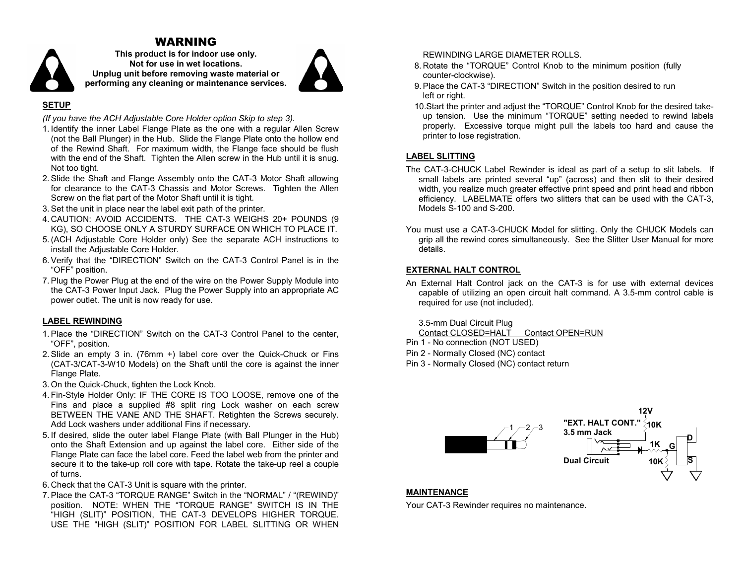# WARNING

**This product is for indoor use only.**
**Not for use in wet locations.**
**Unplug unit before removing waste material or performing any cleaning or maintenance services.**

## SETUP

*(If you have the ACH Adjustable Core Holder option Skip to step 3).*

1. Identify the inner Label Flange Plate as the one with a regular Allen Screw (not the Ball Plunger) in the Hub. Slide the Flange Plate onto the hollow end of the Rewind Shaft. For maximum width, the Flange face should be flush with the end of the Shaft. Tighten the Allen screw in the Hub until it is snug. Not too tight.
2. Slide the Shaft and Flange Assembly onto the CAT-3 Motor Shaft allowing for clearance to the CAT-3 Chassis and Motor Screws. Tighten the Allen Screw on the flat part of the Motor Shaft until it is tight.
3. Set the unit in place near the label exit path of the printer.
4. CAUTION: AVOID ACCIDENTS. THE CAT-3 WEIGHS 20+ POUNDS (9 KG), SO CHOOSE ONLY A STURDY SURFACE ON WHICH TO PLACE IT.
5. (ACH Adjustable Core Holder only) See the separate ACH instructions to install the Adjustable Core Holder.
6. Verify that the “DIRECTION” Switch on the CAT-3 Control Panel is in the “OFF” position.
7. Plug the Power Plug at the end of the wire on the Power Supply Module into the CAT-3 Power Input Jack. Plug the Power Supply into an appropriate AC power outlet. The unit is now ready for use.

## LABEL REWINDING

1. Place the “DIRECTION” Switch on the CAT-3 Control Panel to the center, “OFF”, position.
2. Slide an empty 3 in. (76mm +) label core over the Quick-Chuck or Fins (CAT-3/CAT-3-W10 Models) on the Shaft until the core is against the inner Flange Plate.
3. On the Quick-Chuck, tighten the Lock Knob.
4. Fin-Style Holder Only: IF THE CORE IS TOO LOOSE, remove one of the Fins and place a supplied #8 split ring Lock washer on each screw BETWEEN THE VANE AND THE SHAFT. Retighten the Screws securely. Add Lock washers under additional Fins if necessary.
5. If desired, slide the outer label Flange Plate (with Ball Plunger in the Hub) onto the Shaft Extension and up against the label core. Either side of the Flange Plate can face the label core. Feed the label web from the printer and secure it to the take-up roll core with tape. Rotate the take-up reel a couple of turns.
6. Check that the CAT-3 Unit is square with the printer.
7. Place the CAT-3 “TORQUE RANGE” Switch in the “NORMAL” / “(REWIND)” position. NOTE: WHEN THE “TORQUE RANGE” SWITCH IS IN THE “HIGH (SLIT)” POSITION, THE CAT-3 DEVELOPS HIGHER TORQUE. USE THE “HIGH (SLIT)” POSITION FOR LABEL SLITTING OR WHEN REWINDING LARGE DIAMETER ROLLS.
8. Rotate the “TORQUE” Control Knob to the minimum position (fully counter-clockwise).
9. Place the CAT-3 “DIRECTION” Switch in the position desired to run left or right.
10. Start the printer and adjust the “TORQUE” Control Knob for the desired take-up tension. Use the minimum “TORQUE” setting needed to rewind labels properly. Excessive torque might pull the labels too hard and cause the printer to lose registration.

## LABEL SLITTING

The CAT-3-CHUCK Label Rewinder is ideal as part of a setup to slit labels. If small labels are printed several “up” (across) and then slit to their desired width, you realize much greater effective print speed and print head and ribbon efficiency. LABELMATE offers two slitters that can be used with the CAT-3, Models S-100 and S-200.

You must use a CAT-3-CHUCK Model for slitting. Only the CHUCK Models can grip all the rewind cores simultaneously. See the Slitter User Manual for more details.

## EXTERNAL HALT CONTROL

An External Halt Control jack on the CAT-3 is for use with external devices capable of utilizing an open circuit halt command. A 3.5-mm control cable is required for use (not included).

3.5-mm Dual Circuit Plug
Contact CLOSED=HALT Contact OPEN=RUN

Pin 1 - No connection (NOT USED)
Pin 2 - Normally Closed (NC) contact
Pin 3 - Normally Closed (NC) contact return

1 2 3
"EXT. HALT CONT."
3.5 mm Jack
Dual Circuit
12V
10K
1K
10K
G
D
S

## MAINTENANCE

Your CAT-3 Rewinder requires no maintenance.